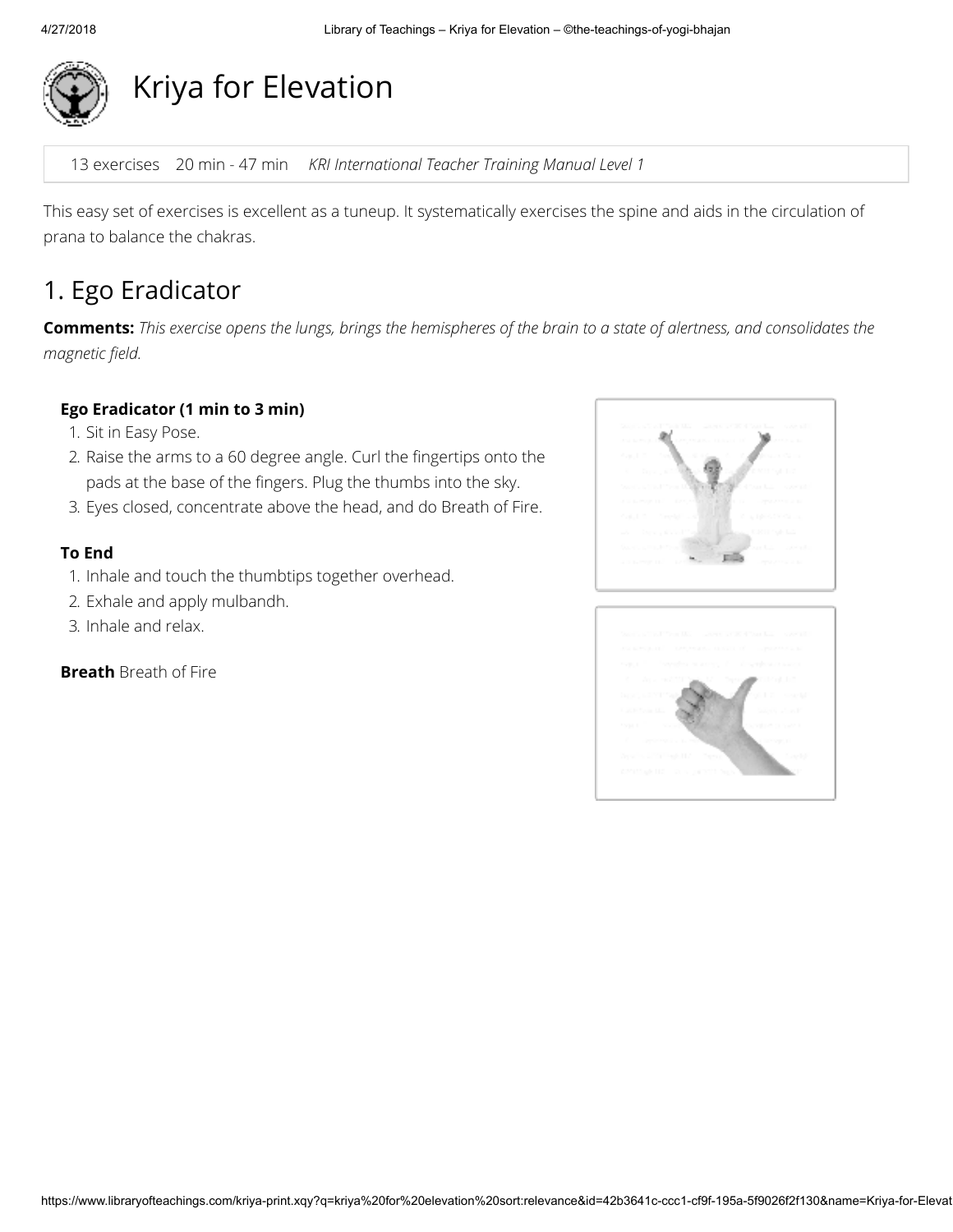# Kriya for Elevation

13 exercises 20 min - 47 min *KRI International Teacher Training Manual Level 1*

This easy set of exercises is excellent as a tuneup. It systematically exercises the spine and aids in the circulation of prana to balance the chakras.

## 1. Ego Eradicator

**Comments:** *This exercise opens the lungs, brings the hemispheres of the brain to a state of alertness, and consolidates the magnetic field.*

**Ego Eradicator (1 min to 3 min)**

1. Sit in Easy Pose.
2. Raise the arms to a 60 degree angle. Curl the fingertips onto the pads at the base of the fingers. Plug the thumbs into the sky.
3. Eyes closed, concentrate above the head, and do Breath of Fire.

**To End**

1. Inhale and touch the thumbtips together overhead.
2. Exhale and apply mulbandh.
3. Inhale and relax.

**Breath** Breath of Fire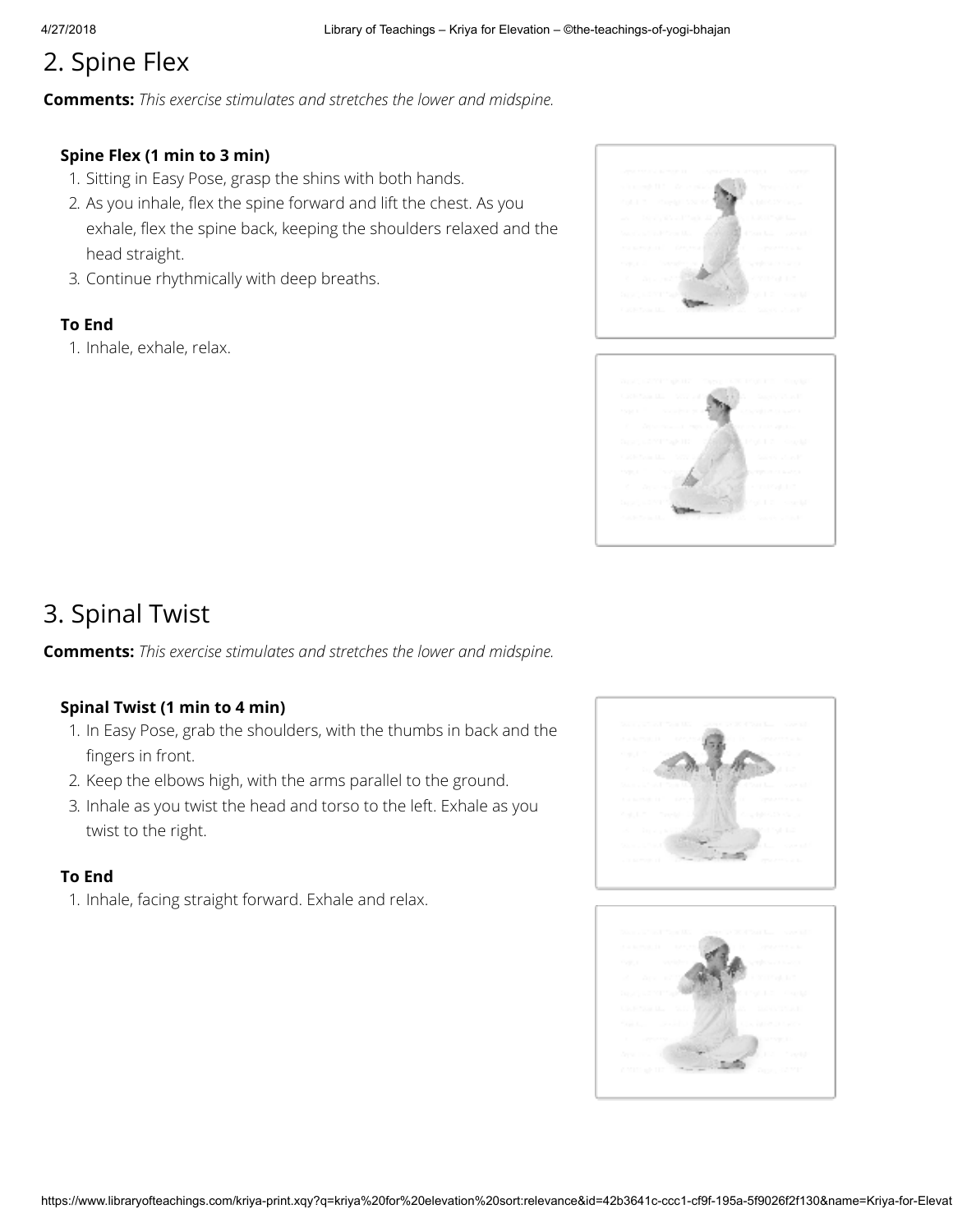## 2. Spine Flex

**Comments:** *This exercise stimulates and stretches the lower and midspine.*

### Spine Flex (1 min to 3 min)

1. Sitting in Easy Pose, grasp the shins with both hands.
2. As you inhale, flex the spine forward and lift the chest. As you exhale, flex the spine back, keeping the shoulders relaxed and the head straight.
3. Continue rhythmically with deep breaths.

### To End

1. Inhale, exhale, relax.

## 3. Spinal Twist

**Comments:** *This exercise stimulates and stretches the lower and midspine.*

### Spinal Twist (1 min to 4 min)

1. In Easy Pose, grab the shoulders, with the thumbs in back and the fingers in front.
2. Keep the elbows high, with the arms parallel to the ground.
3. Inhale as you twist the head and torso to the left. Exhale as you twist to the right.

### To End

1. Inhale, facing straight forward. Exhale and relax.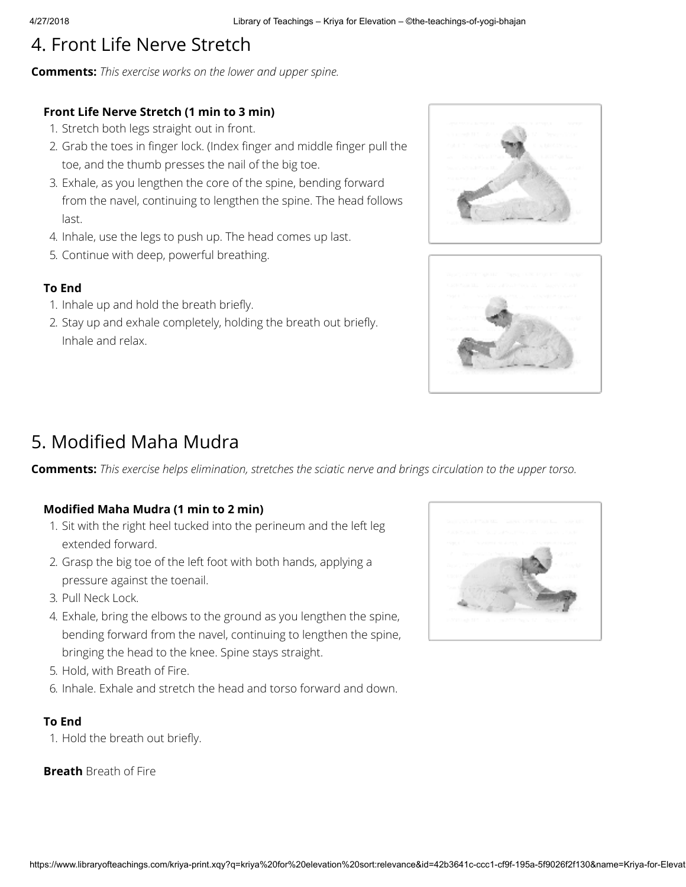# 4. Front Life Nerve Stretch

**Comments:** *This exercise works on the lower and upper spine.*

### Front Life Nerve Stretch (1 min to 3 min)

1. Stretch both legs straight out in front.
2. Grab the toes in finger lock. (Index finger and middle finger pull the toe, and the thumb presses the nail of the big toe.
3. Exhale, as you lengthen the core of the spine, bending forward from the navel, continuing to lengthen the spine. The head follows last.
4. Inhale, use the legs to push up. The head comes up last.
5. Continue with deep, powerful breathing.

### To End

1. Inhale up and hold the breath briefly.
2. Stay up and exhale completely, holding the breath out briefly. Inhale and relax.

# 5. Modified Maha Mudra

**Comments:** *This exercise helps elimination, stretches the sciatic nerve and brings circulation to the upper torso.*

### Modified Maha Mudra (1 min to 2 min)

1. Sit with the right heel tucked into the perineum and the left leg extended forward.
2. Grasp the big toe of the left foot with both hands, applying a pressure against the toenail.
3. Pull Neck Lock.
4. Exhale, bring the elbows to the ground as you lengthen the spine, bending forward from the navel, continuing to lengthen the spine, bringing the head to the knee. Spine stays straight.
5. Hold, with Breath of Fire.
6. Inhale. Exhale and stretch the head and torso forward and down.

### To End

1. Hold the breath out briefly.

**Breath** Breath of Fire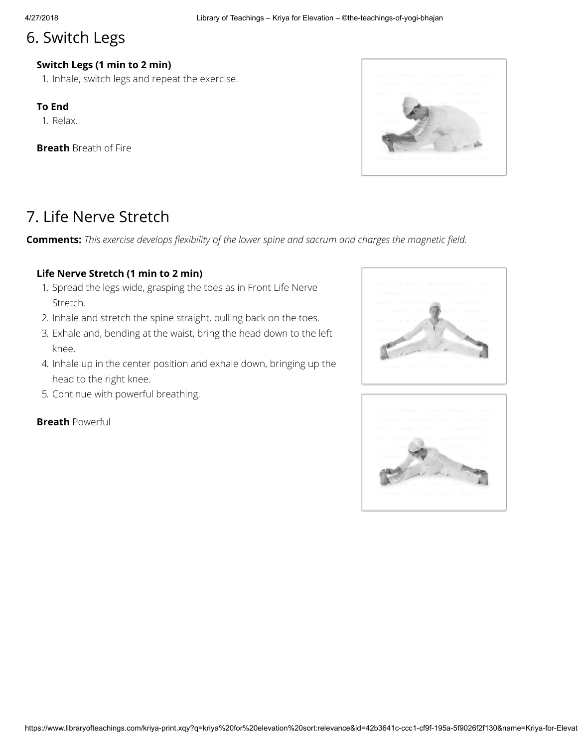## 6. Switch Legs

**Switch Legs (1 min to 2 min)**

1. Inhale, switch legs and repeat the exercise.

**To End**

1. Relax.

**Breath** Breath of Fire

## 7. Life Nerve Stretch

**Comments:** *This exercise develops flexibility of the lower spine and sacrum and charges the magnetic field.*

**Life Nerve Stretch (1 min to 2 min)**

1. Spread the legs wide, grasping the toes as in Front Life Nerve Stretch.
2. Inhale and stretch the spine straight, pulling back on the toes.
3. Exhale and, bending at the waist, bring the head down to the left knee.
4. Inhale up in the center position and exhale down, bringing up the head to the right knee.
5. Continue with powerful breathing.

**Breath** Powerful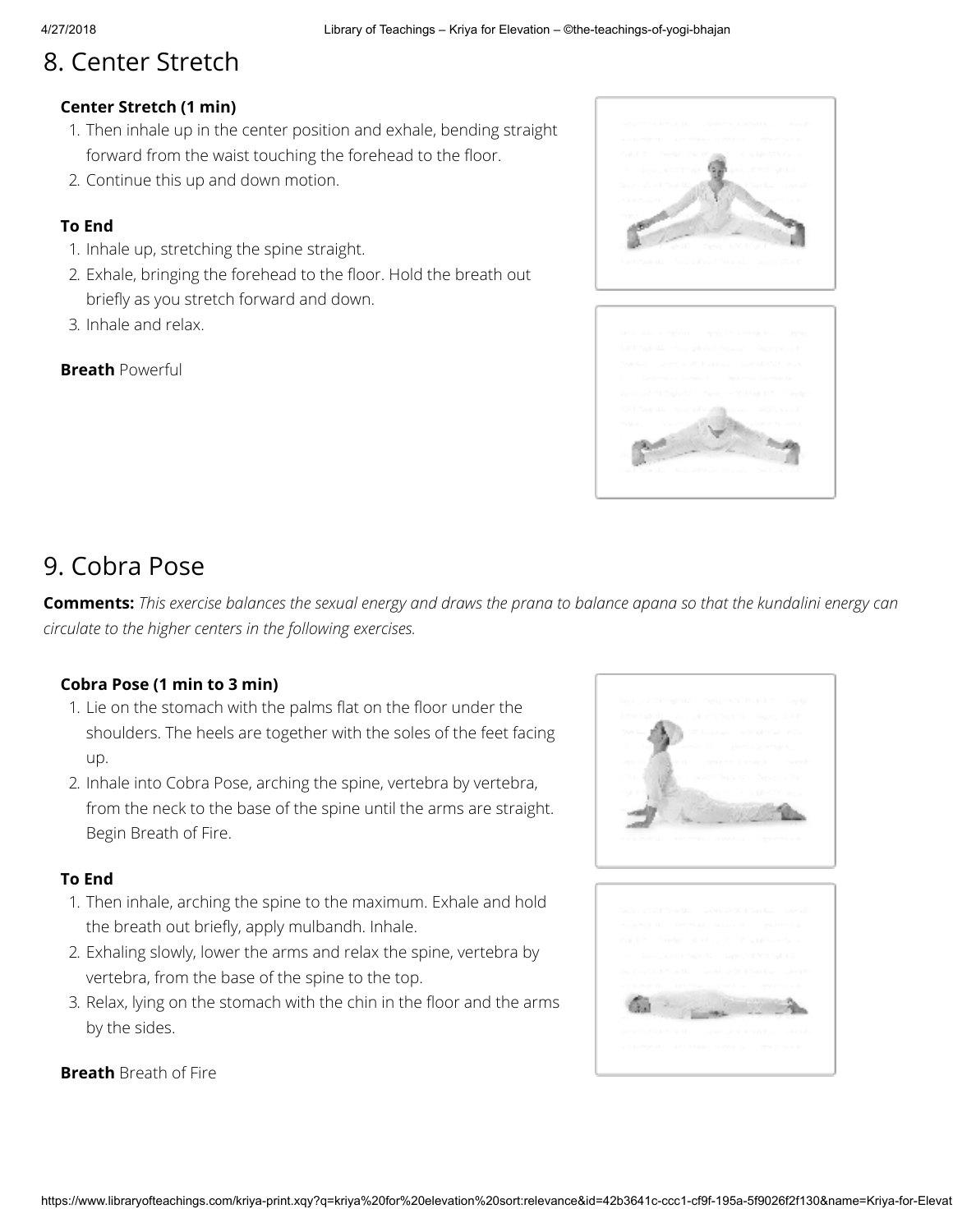## 8. Center Stretch

**Center Stretch (1 min)**

1. Then inhale up in the center position and exhale, bending straight forward from the waist touching the forehead to the floor.
2. Continue this up and down motion.

**To End**

1. Inhale up, stretching the spine straight.
2. Exhale, bringing the forehead to the floor. Hold the breath out briefly as you stretch forward and down.
3. Inhale and relax.

**Breath** Powerful

## 9. Cobra Pose

**Comments:** *This exercise balances the sexual energy and draws the prana to balance apana so that the kundalini energy can circulate to the higher centers in the following exercises.*

**Cobra Pose (1 min to 3 min)**

1. Lie on the stomach with the palms flat on the floor under the shoulders. The heels are together with the soles of the feet facing up.
2. Inhale into Cobra Pose, arching the spine, vertebra by vertebra, from the neck to the base of the spine until the arms are straight. Begin Breath of Fire.

**To End**

1. Then inhale, arching the spine to the maximum. Exhale and hold the breath out briefly, apply mulbandh. Inhale.
2. Exhaling slowly, lower the arms and relax the spine, vertebra by vertebra, from the base of the spine to the top.
3. Relax, lying on the stomach with the chin in the floor and the arms by the sides.

**Breath** Breath of Fire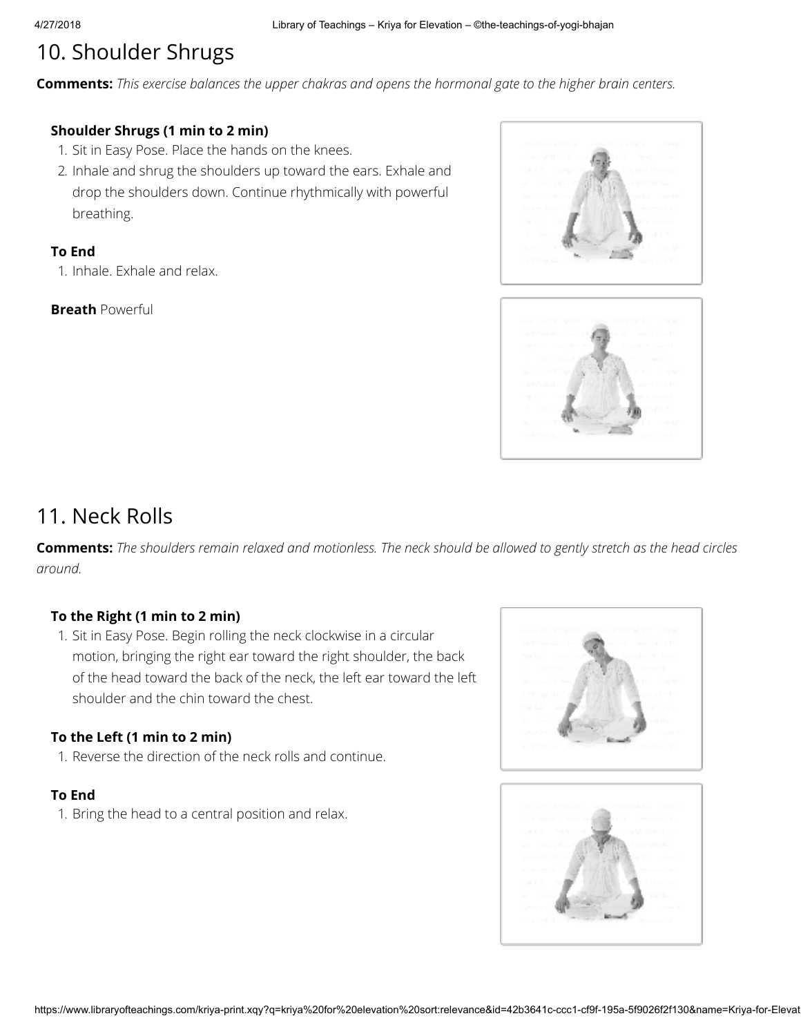## 10. Shoulder Shrugs

**Comments:** *This exercise balances the upper chakras and opens the hormonal gate to the higher brain centers.*

### Shoulder Shrugs (1 min to 2 min)

1. Sit in Easy Pose. Place the hands on the knees.
2. Inhale and shrug the shoulders up toward the ears. Exhale and drop the shoulders down. Continue rhythmically with powerful breathing.

### To End

1. Inhale. Exhale and relax.

**Breath** Powerful

## 11. Neck Rolls

**Comments:** *The shoulders remain relaxed and motionless. The neck should be allowed to gently stretch as the head circles around.*

### To the Right (1 min to 2 min)

1. Sit in Easy Pose. Begin rolling the neck clockwise in a circular motion, bringing the right ear toward the right shoulder, the back of the head toward the back of the neck, the left ear toward the left shoulder and the chin toward the chest.

### To the Left (1 min to 2 min)

1. Reverse the direction of the neck rolls and continue.

### To End

1. Bring the head to a central position and relax.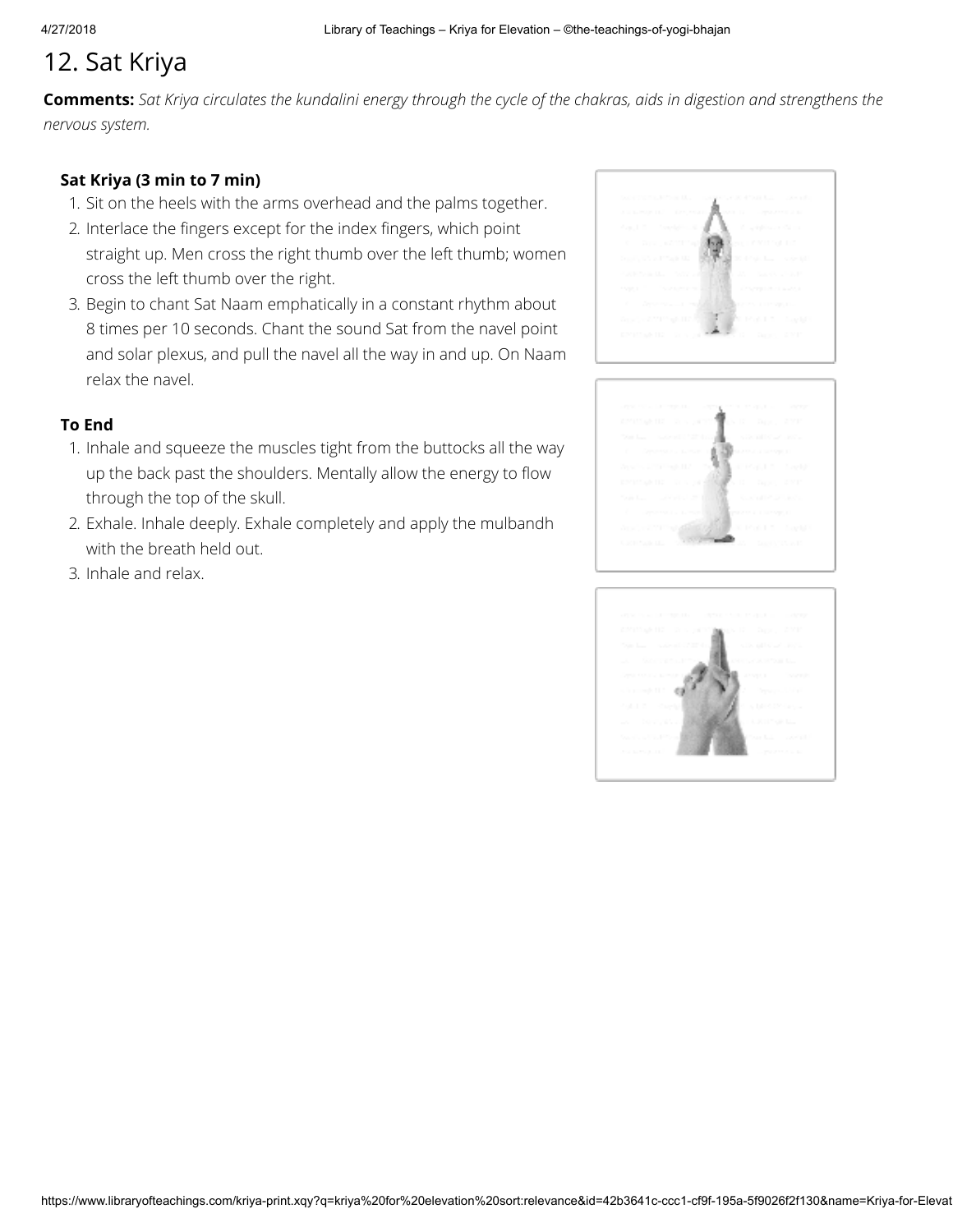## 12. Sat Kriya

**Comments:** *Sat Kriya circulates the kundalini energy through the cycle of the chakras, aids in digestion and strengthens the nervous system.*

### Sat Kriya (3 min to 7 min)

1. Sit on the heels with the arms overhead and the palms together.
2. Interlace the fingers except for the index fingers, which point straight up. Men cross the right thumb over the left thumb; women cross the left thumb over the right.
3. Begin to chant Sat Naam emphatically in a constant rhythm about 8 times per 10 seconds. Chant the sound Sat from the navel point and solar plexus, and pull the navel all the way in and up. On Naam relax the navel.

### To End

1. Inhale and squeeze the muscles tight from the buttocks all the way up the back past the shoulders. Mentally allow the energy to flow through the top of the skull.
2. Exhale. Inhale deeply. Exhale completely and apply the mulbandh with the breath held out.
3. Inhale and relax.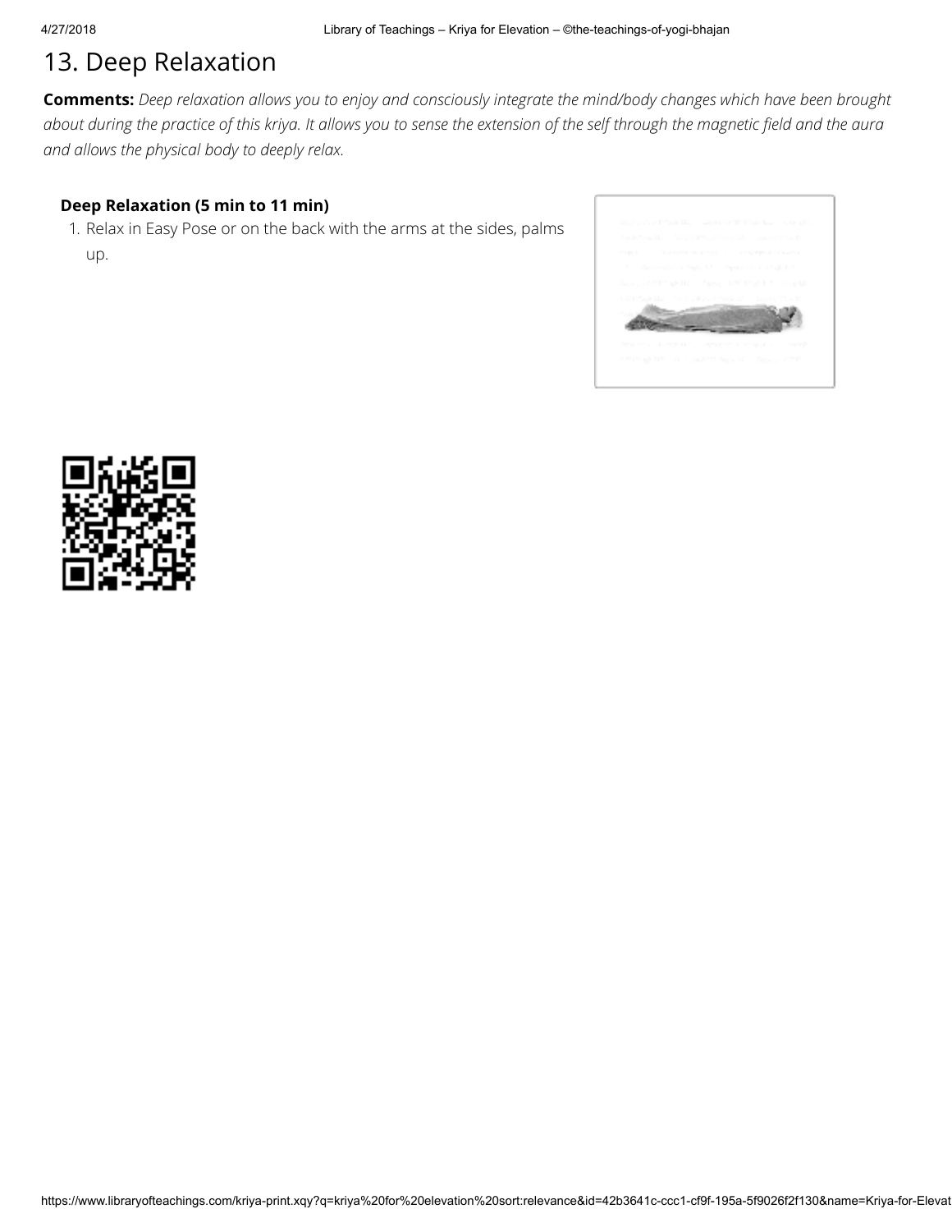# 13. Deep Relaxation

**Comments:** *Deep relaxation allows you to enjoy and consciously integrate the mind/body changes which have been brought about during the practice of this kriya. It allows you to sense the extension of the self through the magnetic field and the aura and allows the physical body to deeply relax.*

**Deep Relaxation (5 min to 11 min)**

1. Relax in Easy Pose or on the back with the arms at the sides, palms up.